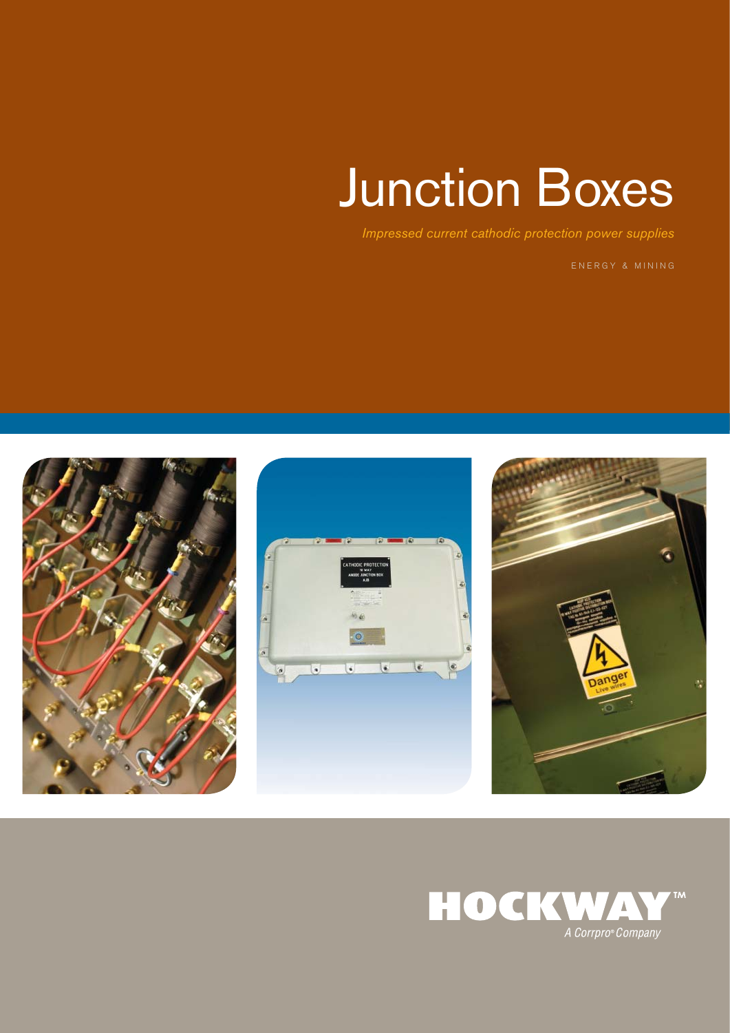# Junction Boxes

*Impressed current cathodic protection power supplies*

ENERGY & MINING

HOCKWAY™

*A Corrpro® Company*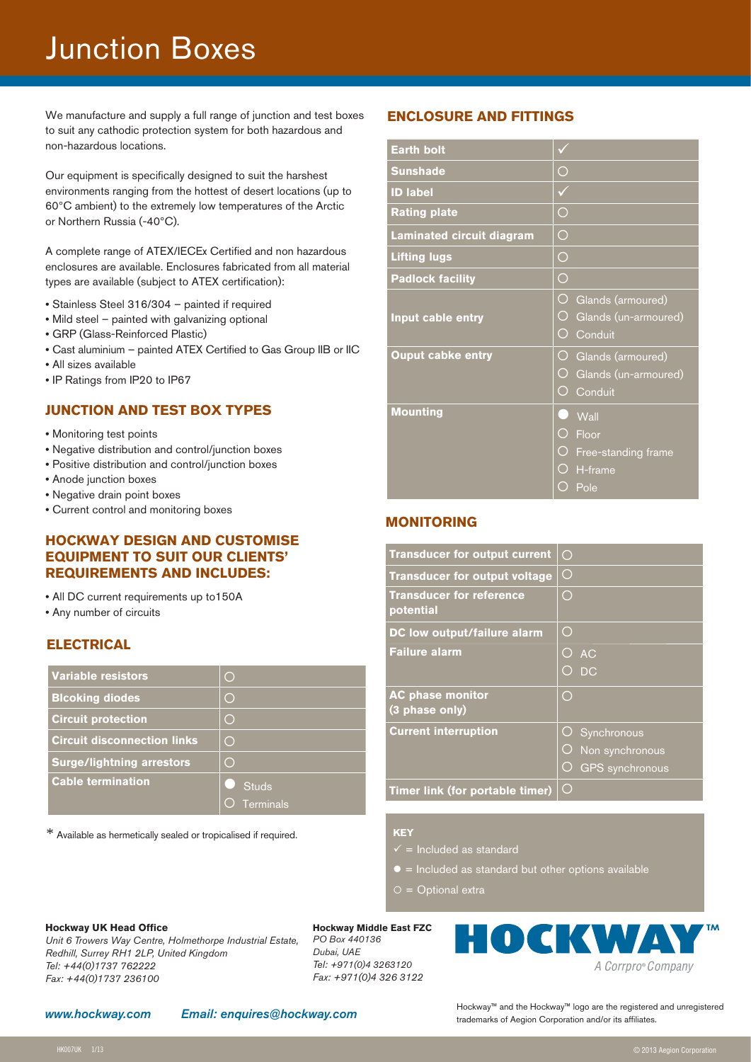# Junction Boxes

We manufacture and supply a full range of junction and test boxes to suit any cathodic protection system for both hazardous and non-hazardous locations.

Our equipment is specifically designed to suit the harshest environments ranging from the hottest of desert locations (up to 60°C ambient) to the extremely low temperatures of the Arctic or Northern Russia (-40°C).

A complete range of ATEX/IECEx Certified and non hazardous enclosures are available. Enclosures fabricated from all material types are available (subject to ATEX certification):

- Stainless Steel 316/304 – painted if required
- Mild steel – painted with galvanizing optional
- GRP (Glass-Reinforced Plastic)
- Cast aluminium – painted ATEX Certified to Gas Group IIB or IIC
- All sizes available
- IP Ratings from IP20 to IP67

## JUNCTION AND TEST BOX TYPES

- Monitoring test points
- Negative distribution and control/junction boxes
- Positive distribution and control/junction boxes
- Anode junction boxes
- Negative drain point boxes
- Current control and monitoring boxes

## HOCKWAY DESIGN AND CUSTOMISE EQUIPMENT TO SUIT OUR CLIENTS' REQUIREMENTS AND INCLUDES:

- All DC current requirements up to150A
- Any number of circuits

## ELECTRICAL

| | |
|---|---|
| **Variable resistors** | ○ |
| **Blcoking diodes** | ○ |
| **Circuit protection** | ○ |
| **Circuit disconnection links** | ○ |
| **Surge/lightning arrestors** | ○ |
| **Cable termination** | ● Studs<br>○ Terminals |

* Available as hermetically sealed or tropicalised if required.

## ENCLOSURE AND FITTINGS

| | |
|---|---|
| **Earth bolt** | ✓ |
| **Sunshade** | ○ |
| **ID label** | ✓ |
| **Rating plate** | ○ |
| **Laminated circuit diagram** | ○ |
| **Lifting lugs** | ○ |
| **Padlock facility** | ○ |
| **Input cable entry** | ○ Glands (armoured)<br>○ Glands (un-armoured)<br>○ Conduit |
| **Ouput cabke entry** | ○ Glands (armoured)<br>○ Glands (un-armoured)<br>○ Conduit |
| **Mounting** | ● Wall<br>○ Floor<br>○ Free-standing frame<br>○ H-frame<br>○ Pole |

## MONITORING

| | |
|---|---|
| **Transducer for output current** | ○ |
| **Transducer for output voltage** | ○ |
| **Transducer for reference potential** | ○ |
| **DC low output/failure alarm** | ○ |
| **Failure alarm** | ○ AC<br>○ DC |
| **AC phase monitor (3 phase only)** | ○ |
| **Current interruption** | ○ Synchronous<br>○ Non synchronous<br>○ GPS synchronous |
| **Timer link (for portable timer)** | ○ |

**KEY**

✓ = Included as standard

● = Included as standard but other options available

○ = Optional extra

**Hockway UK Head Office**
*Unit 6 Trowers Way Centre, Holmethorpe Industrial Estate, Redhill, Surrey RH1 2LP, United Kingdom*
*Tel: +44(0)1737 762222*
*Fax: +44(0)1737 236100*

**Hockway Middle East FZC**
*PO Box 440136*
*Dubai, UAE*
*Tel: +971(0)4 3263120*
*Fax: +971(0)4 326 3122*

HOCKWAY™
*A Corrpro® Company*

*www.hockway.com* *Email: enquires@hockway.com*

Hockway™ and the Hockway™ logo are the registered and unregistered trademarks of Aegion Corporation and/or its affiliates.

HK007UK 1/13

© 2013 Aegion Corporation